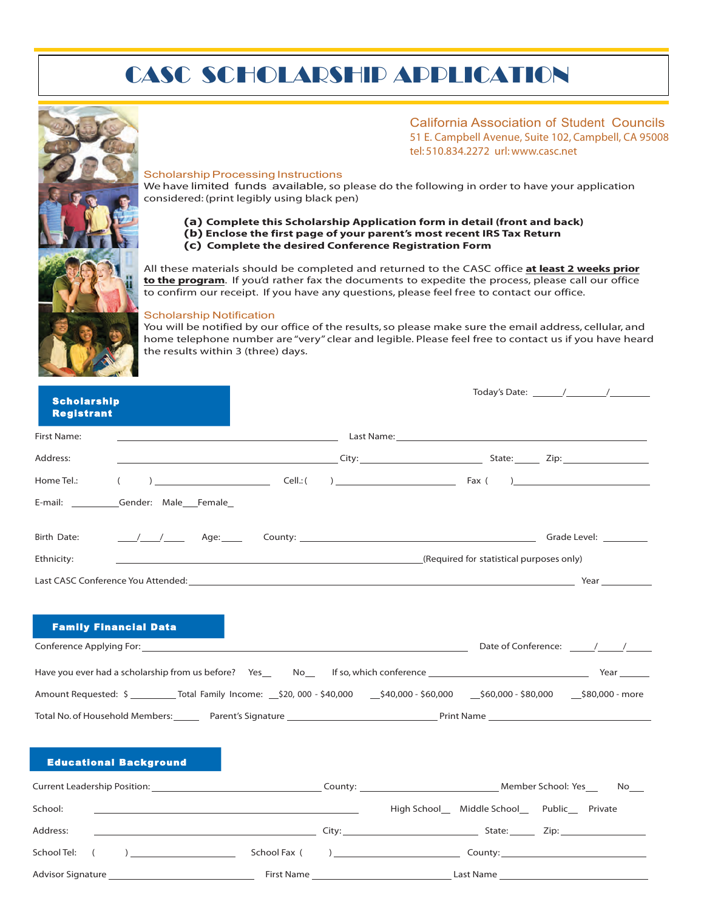# CASC SCHOLARSHIP APPLICATION

California Association of Student Councils
51 E. Campbell Avenue, Suite 102, Campbell, CA 95008
tel: 510.834.2272 url: www.casc.net

## Scholarship Processing Instructions

We have limited funds available, so please do the following in order to have your application considered: (print legibly using black pen)

**(a) Complete this Scholarship Application form in detail (front and back)**
**(b) Enclose the first page of your parent's most recent IRS Tax Return**
**(c) Complete the desired Conference Registration Form**

All these materials should be completed and returned to the CASC office **at least 2 weeks prior to the program**. If you'd rather fax the documents to expedite the process, please call our office to confirm our receipt. If you have any questions, please feel free to contact our office.

## Scholarship Notification

You will be notified by our office of the results, so please make sure the email address, cellular, and home telephone number are "very" clear and legible. Please feel free to contact us if you have heard the results within 3 (three) days.

## Scholarship Registrant

Today's Date: ______/________/________

First Name: ______________________ Last Name: ______________________

Address: ______________________ City: ______________ State: _____ Zip: ____________

Home Tel.: ( ) ______________ Cell.: ( ) ______________ Fax ( ) ______________

E-mail: _________ Gender: Male___ Female_

Birth Date: ____/____/_____ Age: ____ County: ______________________ Grade Level: ________

Ethnicity: ______________________ (Required for statistical purposes only)

Last CASC Conference You Attended: ______________________ Year __________

## Family Financial Data

Conference Applying For: ______________________ Date of Conference: _____/_____/_____

Have you ever had a scholarship from us before? Yes__ No__ If so, which conference ______________ Year ______

Amount Requested: $ _________ Total Family Income: __$20, 000 - $40,000 __$40,000 - $60,000 __$60,000 - $80,000 __$80,000 - more

Total No. of Household Members:_____ Parent's Signature ______________ Print Name ______________

## Educational Background

Current Leadership Position: ______________ County: ______________ Member School: Yes___ No___

School: ______________________ High School__ Middle School__ Public__ Private

Address: ______________________ City: ______________ State: _____ Zip: ____________

School Tel: ( ) ______________ School Fax ( ) ______________ County: ______________

Advisor Signature ______________ First Name ______________ Last Name ______________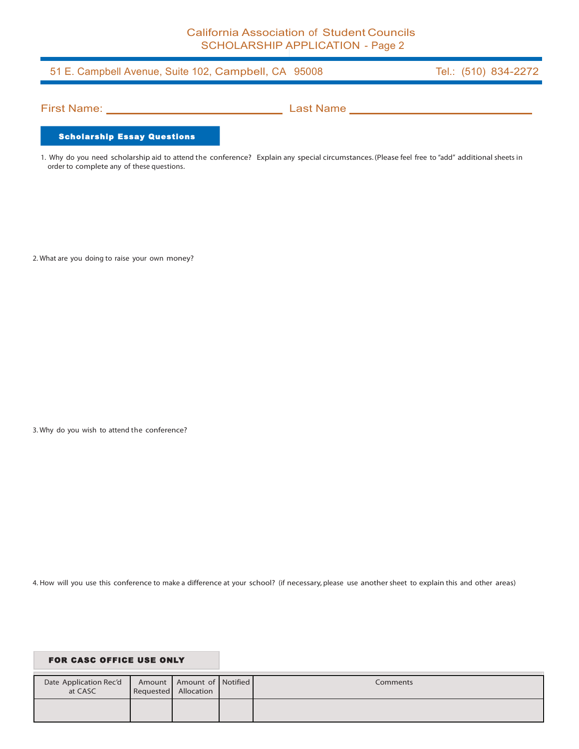# California Association of Student Councils
## SCHOLARSHIP APPLICATION - Page 2

51 E. Campbell Avenue, Suite 102, Campbell, CA 95008 Tel.: (510) 834-2272

First Name: ____________________ Last Name ____________________

### Scholarship Essay Questions

1. Why do you need scholarship aid to attend the conference? Explain any special circumstances. (Please feel free to "add" additional sheets in order to complete any of these questions.

2. What are you doing to raise your own money?

3. Why do you wish to attend the conference?

4. How will you use this conference to make a difference at your school? (if necessary, please use another sheet to explain this and other areas)

**FOR CASC OFFICE USE ONLY**

| Date Application Rec'd at CASC | Amount Requested | Amount of Allocation | Notified | Comments |
|---|---|---|---|---|
| | | | | |